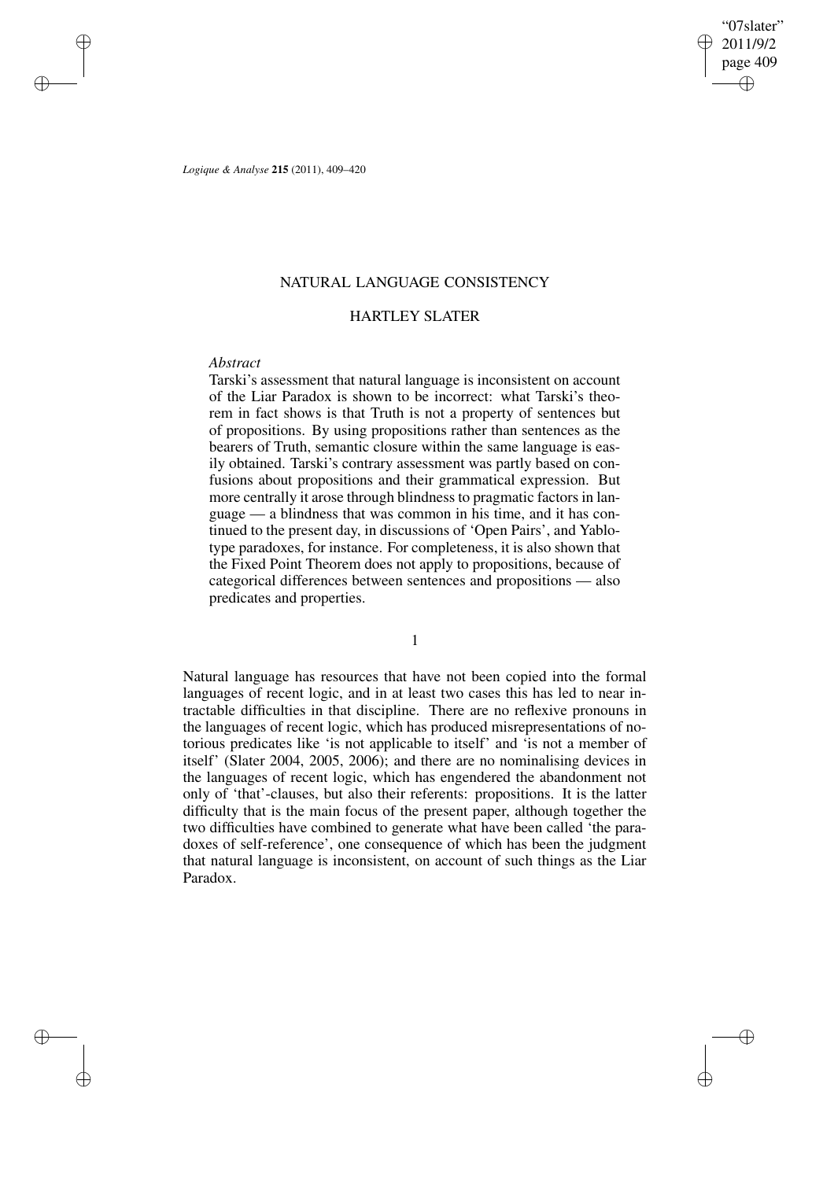# NATURAL LANGUAGE CONSISTENCY

## HARTLEY SLATER

### *Abstract*

Tarski's assessment that natural language is inconsistent on account of the Liar Paradox is shown to be incorrect: what Tarski's theorem in fact shows is that Truth is not a property of sentences but of propositions. By using propositions rather than sentences as the bearers of Truth, semantic closure within the same language is easily obtained. Tarski's contrary assessment was partly based on confusions about propositions and their grammatical expression. But more centrally it arose through blindness to pragmatic factors in language — a blindness that was common in his time, and it has continued to the present day, in discussions of 'Open Pairs', and Yablo-type paradoxes, for instance. For completeness, it is also shown that the Fixed Point Theorem does not apply to propositions, because of categorical differences between sentences and propositions — also predicates and properties.

## 1

Natural language has resources that have not been copied into the formal languages of recent logic, and in at least two cases this has led to near intractable difficulties in that discipline. There are no reflexive pronouns in the languages of recent logic, which has produced misrepresentations of notorious predicates like 'is not applicable to itself' and 'is not a member of itself' (Slater 2004, 2005, 2006); and there are no nominalising devices in the languages of recent logic, which has engendered the abandonment not only of 'that'-clauses, but also their referents: propositions. It is the latter difficulty that is the main focus of the present paper, although together the two difficulties have combined to generate what have been called 'the paradoxes of self-reference', one consequence of which has been the judgment that natural language is inconsistent, on account of such things as the Liar Paradox.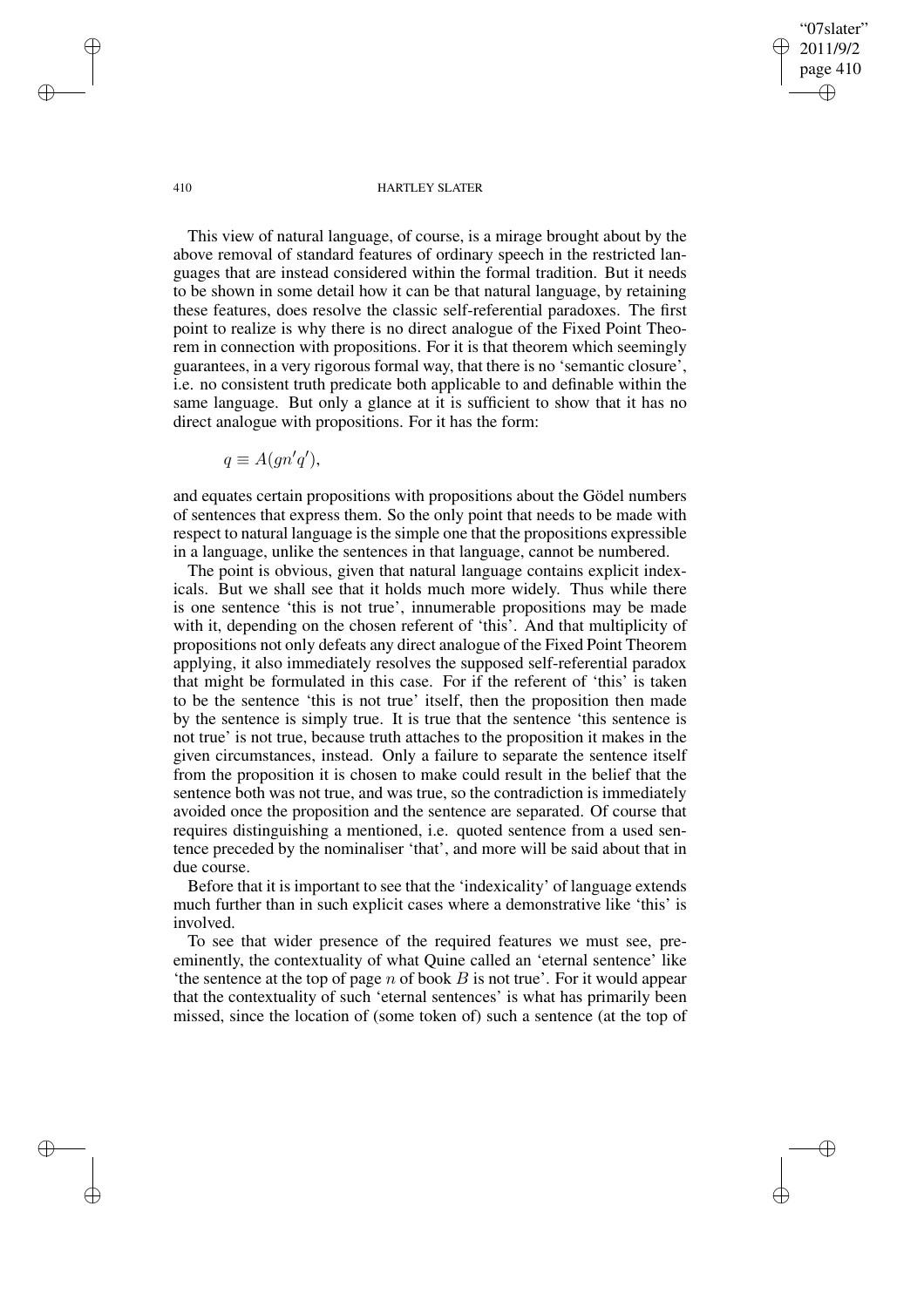This view of natural language, of course, is a mirage brought about by the above removal of standard features of ordinary speech in the restricted languages that are instead considered within the formal tradition. But it needs to be shown in some detail how it can be that natural language, by retaining these features, does resolve the classic self-referential paradoxes. The first point to realize is why there is no direct analogue of the Fixed Point Theorem in connection with propositions. For it is that theorem which seemingly guarantees, in a very rigorous formal way, that there is no 'semantic closure', i.e. no consistent truth predicate both applicable to and definable within the same language. But only a glance at it is sufficient to show that it has no direct analogue with propositions. For it has the form:

$$q \equiv A(gn'q'),$$

and equates certain propositions with propositions about the Gödel numbers of sentences that express them. So the only point that needs to be made with respect to natural language is the simple one that the propositions expressible in a language, unlike the sentences in that language, cannot be numbered.

The point is obvious, given that natural language contains explicit indexicals. But we shall see that it holds much more widely. Thus while there is one sentence 'this is not true', innumerable propositions may be made with it, depending on the chosen referent of 'this'. And that multiplicity of propositions not only defeats any direct analogue of the Fixed Point Theorem applying, it also immediately resolves the supposed self-referential paradox that might be formulated in this case. For if the referent of 'this' is taken to be the sentence 'this is not true' itself, then the proposition then made by the sentence is simply true. It is true that the sentence 'this sentence is not true' is not true, because truth attaches to the proposition it makes in the given circumstances, instead. Only a failure to separate the sentence itself from the proposition it is chosen to make could result in the belief that the sentence both was not true, and was true, so the contradiction is immediately avoided once the proposition and the sentence are separated. Of course that requires distinguishing a mentioned, i.e. quoted sentence from a used sentence preceded by the nominaliser 'that', and more will be said about that in due course.

Before that it is important to see that the 'indexicality' of language extends much further than in such explicit cases where a demonstrative like 'this' is involved.

To see that wider presence of the required features we must see, preeminently, the contextuality of what Quine called an 'eternal sentence' like 'the sentence at the top of page $n$ of book $B$ is not true'. For it would appear that the contextuality of such 'eternal sentences' is what has primarily been missed, since the location of (some token of) such a sentence (at the top of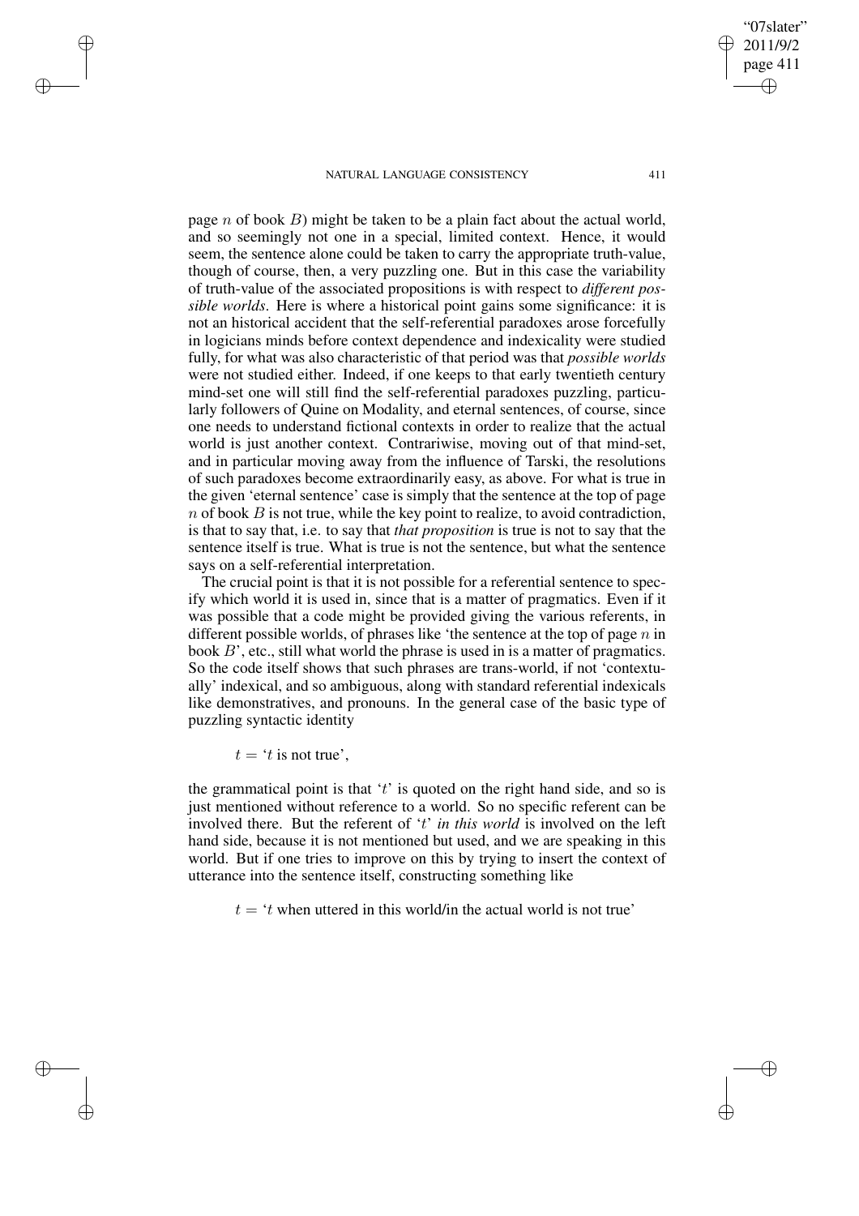page $n$ of book $B$) might be taken to be a plain fact about the actual world, and so seemingly not one in a special, limited context. Hence, it would seem, the sentence alone could be taken to carry the appropriate truth-value, though of course, then, a very puzzling one. But in this case the variability of truth-value of the associated propositions is with respect to *different possible worlds*. Here is where a historical point gains some significance: it is not an historical accident that the self-referential paradoxes arose forcefully in logicians minds before context dependence and indexicality were studied fully, for what was also characteristic of that period was that *possible worlds* were not studied either. Indeed, if one keeps to that early twentieth century mind-set one will still find the self-referential paradoxes puzzling, particularly followers of Quine on Modality, and eternal sentences, of course, since one needs to understand fictional contexts in order to realize that the actual world is just another context. Contrariwise, moving out of that mind-set, and in particular moving away from the influence of Tarski, the resolutions of such paradoxes become extraordinarily easy, as above. For what is true in the given 'eternal sentence' case is simply that the sentence at the top of page $n$ of book $B$ is not true, while the key point to realize, to avoid contradiction, is that to say that, i.e. to say that *that proposition* is true is not to say that the sentence itself is true. What is true is not the sentence, but what the sentence says on a self-referential interpretation.

The crucial point is that it is not possible for a referential sentence to specify which world it is used in, since that is a matter of pragmatics. Even if it was possible that a code might be provided giving the various referents, in different possible worlds, of phrases like 'the sentence at the top of page $n$ in book $B$', etc., still what world the phrase is used in is a matter of pragmatics. So the code itself shows that such phrases are trans-world, if not 'contextually' indexical, and so ambiguous, along with standard referential indexicals like demonstratives, and pronouns. In the general case of the basic type of puzzling syntactic identity

$t$ = '$t$ is not true',

the grammatical point is that '$t$' is quoted on the right hand side, and so is just mentioned without reference to a world. So no specific referent can be involved there. But the referent of '$t$' *in this world* is involved on the left hand side, because it is not mentioned but used, and we are speaking in this world. But if one tries to improve on this by trying to insert the context of utterance into the sentence itself, constructing something like

$t$ = '$t$ when uttered in this world/in the actual world is not true'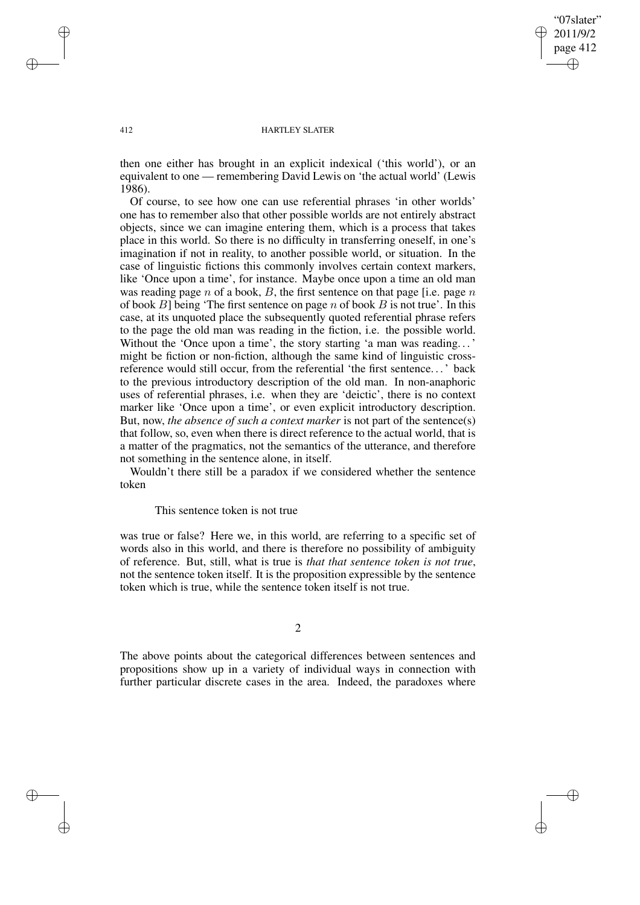then one either has brought in an explicit indexical ('this world'), or an equivalent to one — remembering David Lewis on 'the actual world' (Lewis 1986).

Of course, to see how one can use referential phrases 'in other worlds' one has to remember also that other possible worlds are not entirely abstract objects, since we can imagine entering them, which is a process that takes place in this world. So there is no difficulty in transferring oneself, in one's imagination if not in reality, to another possible world, or situation. In the case of linguistic fictions this commonly involves certain context markers, like 'Once upon a time', for instance. Maybe once upon a time an old man was reading page $n$ of a book, $B$, the first sentence on that page [i.e. page $n$ of book $B$] being 'The first sentence on page $n$ of book $B$ is not true'. In this case, at its unquoted place the subsequently quoted referential phrase refers to the page the old man was reading in the fiction, i.e. the possible world. Without the 'Once upon a time', the story starting 'a man was reading...' might be fiction or non-fiction, although the same kind of linguistic cross-reference would still occur, from the referential 'the first sentence...' back to the previous introductory description of the old man. In non-anaphoric uses of referential phrases, i.e. when they are 'deictic', there is no context marker like 'Once upon a time', or even explicit introductory description. But, now, *the absence of such a context marker* is not part of the sentence(s) that follow, so, even when there is direct reference to the actual world, that is a matter of the pragmatics, not the semantics of the utterance, and therefore not something in the sentence alone, in itself.

Wouldn't there still be a paradox if we considered whether the sentence token

> This sentence token is not true

was true or false? Here we, in this world, are referring to a specific set of words also in this world, and there is therefore no possibility of ambiguity of reference. But, still, what is true is *that that sentence token is not true*, not the sentence token itself. It is the proposition expressible by the sentence token which is true, while the sentence token itself is not true.

## 2

The above points about the categorical differences between sentences and propositions show up in a variety of individual ways in connection with further particular discrete cases in the area. Indeed, the paradoxes where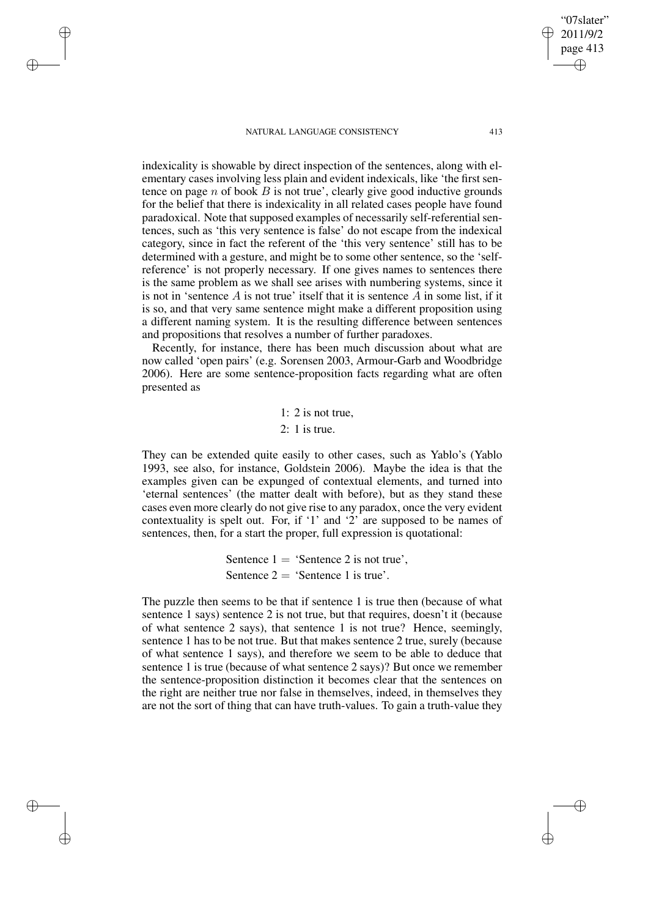indexicality is showable by direct inspection of the sentences, along with elementary cases involving less plain and evident indexicals, like 'the first sentence on page $n$ of book $B$ is not true', clearly give good inductive grounds for the belief that there is indexicality in all related cases people have found paradoxical. Note that supposed examples of necessarily self-referential sentences, such as 'this very sentence is false' do not escape from the indexical category, since in fact the referent of the 'this very sentence' still has to be determined with a gesture, and might be to some other sentence, so the 'self-reference' is not properly necessary. If one gives names to sentences there is the same problem as we shall see arises with numbering systems, since it is not in 'sentence $A$ is not true' itself that it is sentence $A$ in some list, if it is so, and that very same sentence might make a different proposition using a different naming system. It is the resulting difference between sentences and propositions that resolves a number of further paradoxes.

Recently, for instance, there has been much discussion about what are now called 'open pairs' (e.g. Sorensen 2003, Armour-Garb and Woodbridge 2006). Here are some sentence-proposition facts regarding what are often presented as

1: 2 is not true,
2: 1 is true.

They can be extended quite easily to other cases, such as Yablo's (Yablo 1993, see also, for instance, Goldstein 2006). Maybe the idea is that the examples given can be expunged of contextual elements, and turned into 'eternal sentences' (the matter dealt with before), but as they stand these cases even more clearly do not give rise to any paradox, once the very evident contextuality is spelt out. For, if '1' and '2' are supposed to be names of sentences, then, for a start the proper, full expression is quotational:

Sentence 1 = 'Sentence 2 is not true',
Sentence 2 = 'Sentence 1 is true'.

The puzzle then seems to be that if sentence 1 is true then (because of what sentence 1 says) sentence 2 is not true, but that requires, doesn't it (because of what sentence 2 says), that sentence 1 is not true? Hence, seemingly, sentence 1 has to be not true. But that makes sentence 2 true, surely (because of what sentence 1 says), and therefore we seem to be able to deduce that sentence 1 is true (because of what sentence 2 says)? But once we remember the sentence-proposition distinction it becomes clear that the sentences on the right are neither true nor false in themselves, indeed, in themselves they are not the sort of thing that can have truth-values. To gain a truth-value they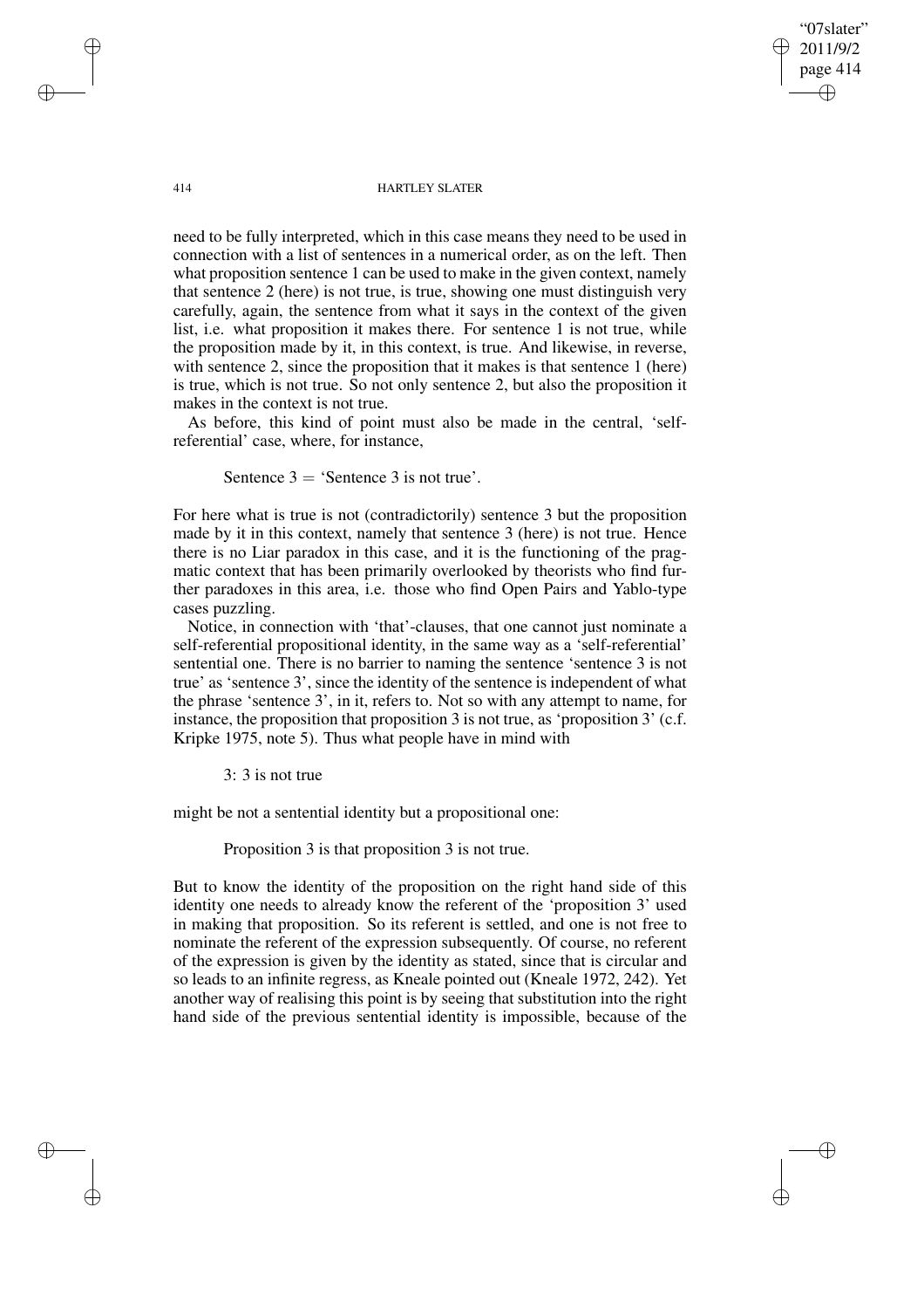need to be fully interpreted, which in this case means they need to be used in connection with a list of sentences in a numerical order, as on the left. Then what proposition sentence 1 can be used to make in the given context, namely that sentence 2 (here) is not true, is true, showing one must distinguish very carefully, again, the sentence from what it says in the context of the given list, i.e. what proposition it makes there. For sentence 1 is not true, while the proposition made by it, in this context, is true. And likewise, in reverse, with sentence 2, since the proposition that it makes is that sentence 1 (here) is true, which is not true. So not only sentence 2, but also the proposition it makes in the context is not true.

As before, this kind of point must also be made in the central, 'self-referential' case, where, for instance,

> Sentence 3 = 'Sentence 3 is not true'.

For here what is true is not (contradictorily) sentence 3 but the proposition made by it in this context, namely that sentence 3 (here) is not true. Hence there is no Liar paradox in this case, and it is the functioning of the pragmatic context that has been primarily overlooked by theorists who find further paradoxes in this area, i.e. those who find Open Pairs and Yablo-type cases puzzling.

Notice, in connection with 'that'-clauses, that one cannot just nominate a self-referential propositional identity, in the same way as a 'self-referential' sentential one. There is no barrier to naming the sentence 'sentence 3 is not true' as 'sentence 3', since the identity of the sentence is independent of what the phrase 'sentence 3', in it, refers to. Not so with any attempt to name, for instance, the proposition that proposition 3 is not true, as 'proposition 3' (c.f. Kripke 1975, note 5). Thus what people have in mind with

> 3: 3 is not true

might be not a sentential identity but a propositional one:

> Proposition 3 is that proposition 3 is not true.

But to know the identity of the proposition on the right hand side of this identity one needs to already know the referent of the 'proposition 3' used in making that proposition. So its referent is settled, and one is not free to nominate the referent of the expression subsequently. Of course, no referent of the expression is given by the identity as stated, since that is circular and so leads to an infinite regress, as Kneale pointed out (Kneale 1972, 242). Yet another way of realising this point is by seeing that substitution into the right hand side of the previous sentential identity is impossible, because of the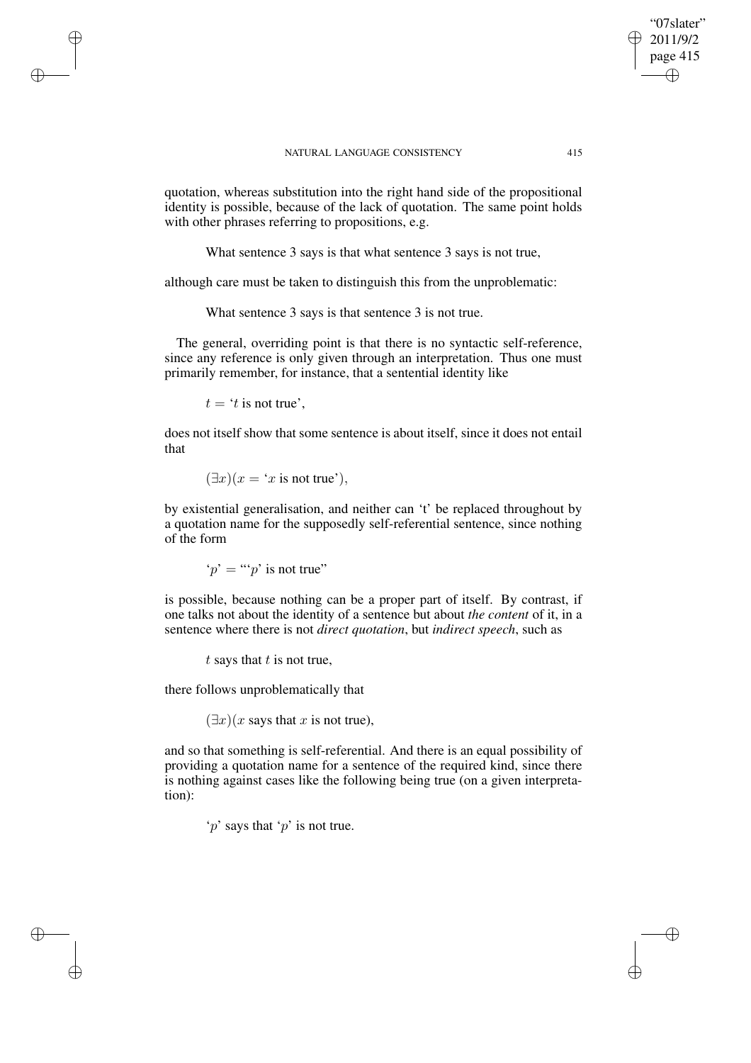quotation, whereas substitution into the right hand side of the propositional identity is possible, because of the lack of quotation. The same point holds with other phrases referring to propositions, e.g.

> What sentence 3 says is that what sentence 3 says is not true,

although care must be taken to distinguish this from the unproblematic:

> What sentence 3 says is that sentence 3 is not true.

The general, overriding point is that there is no syntactic self-reference, since any reference is only given through an interpretation. Thus one must primarily remember, for instance, that a sentential identity like

> $t =$ '$t$ is not true',

does not itself show that some sentence is about itself, since it does not entail that

> $(\exists x)(x =$ '$x$ is not true'$)$,

by existential generalisation, and neither can 't' be replaced throughout by a quotation name for the supposedly self-referential sentence, since nothing of the form

> '$p$' $=$ "'$p$' is not true"

is possible, because nothing can be a proper part of itself. By contrast, if one talks not about the identity of a sentence but about *the content* of it, in a sentence where there is not *direct quotation*, but *indirect speech*, such as

> $t$ says that $t$ is not true,

there follows unproblematically that

> $(\exists x)(x$ says that $x$ is not true$)$,

and so that something is self-referential. And there is an equal possibility of providing a quotation name for a sentence of the required kind, since there is nothing against cases like the following being true (on a given interpretation):

> '$p$' says that '$p$' is not true.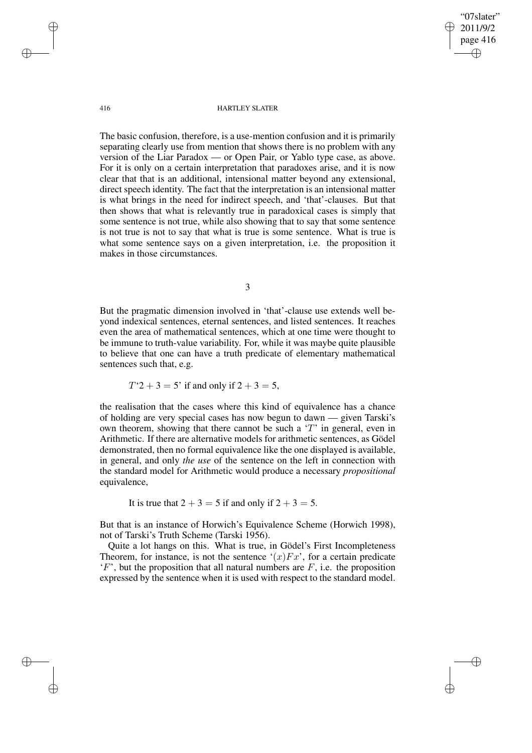The basic confusion, therefore, is a use-mention confusion and it is primarily separating clearly use from mention that shows there is no problem with any version of the Liar Paradox — or Open Pair, or Yablo type case, as above. For it is only on a certain interpretation that paradoxes arise, and it is now clear that that is an additional, intensional matter beyond any extensional, direct speech identity. The fact that the interpretation is an intensional matter is what brings in the need for indirect speech, and 'that'-clauses. But that then shows that what is relevantly true in paradoxical cases is simply that some sentence is not true, while also showing that to say that some sentence is not true is not to say that what is true is some sentence. What is true is what some sentence says on a given interpretation, i.e. the proposition it makes in those circumstances.

## 3

But the pragmatic dimension involved in 'that'-clause use extends well beyond indexical sentences, eternal sentences, and listed sentences. It reaches even the area of mathematical sentences, which at one time were thought to be immune to truth-value variability. For, while it was maybe quite plausible to believe that one can have a truth predicate of elementary mathematical sentences such that, e.g.

$$T`2 + 3 = 5\text{' if and only if } 2 + 3 = 5,$$

the realisation that the cases where this kind of equivalence has a chance of holding are very special cases has now begun to dawn — given Tarski's own theorem, showing that there cannot be such a '$T$' in general, even in Arithmetic. If there are alternative models for arithmetic sentences, as Gödel demonstrated, then no formal equivalence like the one displayed is available, in general, and only *the use* of the sentence on the left in connection with the standard model for Arithmetic would produce a necessary *propositional* equivalence,

$$\text{It is true that } 2 + 3 = 5 \text{ if and only if } 2 + 3 = 5.$$

But that is an instance of Horwich's Equivalence Scheme (Horwich 1998), not of Tarski's Truth Scheme (Tarski 1956).

Quite a lot hangs on this. What is true, in Gödel's First Incompleteness Theorem, for instance, is not the sentence '$(x)Fx$', for a certain predicate '$F$', but the proposition that all natural numbers are $F$, i.e. the proposition expressed by the sentence when it is used with respect to the standard model.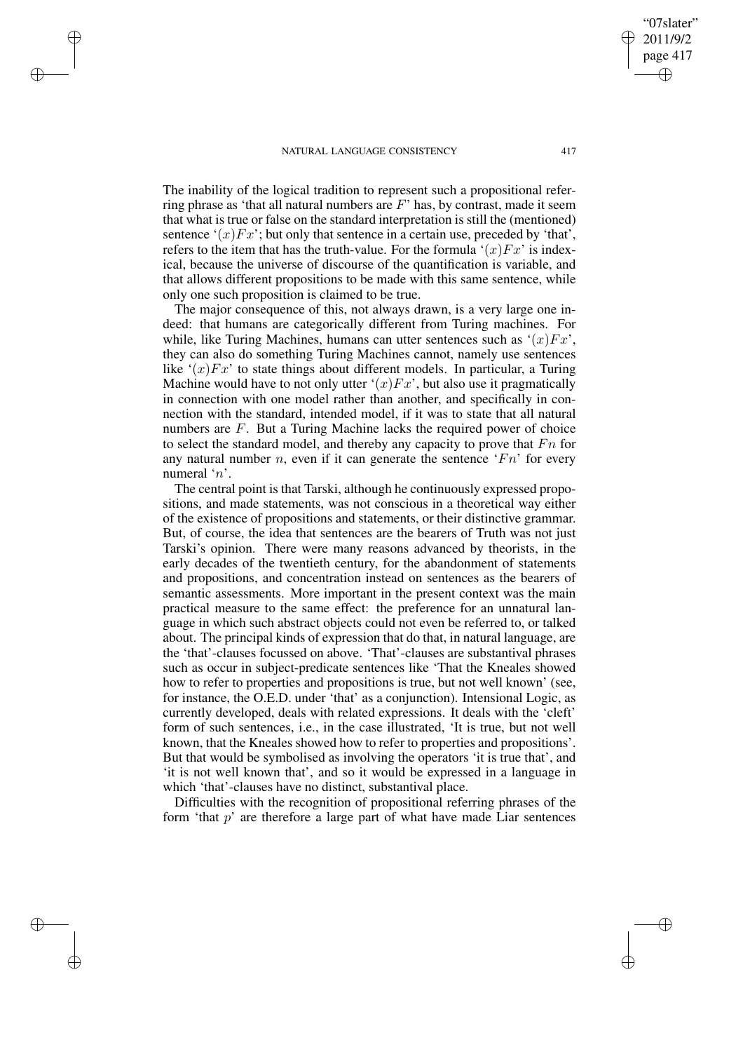The inability of the logical tradition to represent such a propositional referring phrase as 'that all natural numbers are $F$' has, by contrast, made it seem that what is true or false on the standard interpretation is still the (mentioned) sentence '$(x)Fx$'; but only that sentence in a certain use, preceded by 'that', refers to the item that has the truth-value. For the formula '$(x)Fx$' is indexical, because the universe of discourse of the quantification is variable, and that allows different propositions to be made with this same sentence, while only one such proposition is claimed to be true.

The major consequence of this, not always drawn, is a very large one indeed: that humans are categorically different from Turing machines. For while, like Turing Machines, humans can utter sentences such as '$(x)Fx$', they can also do something Turing Machines cannot, namely use sentences like '$(x)Fx$' to state things about different models. In particular, a Turing Machine would have to not only utter '$(x)Fx$', but also use it pragmatically in connection with one model rather than another, and specifically in connection with the standard, intended model, if it was to state that all natural numbers are $F$. But a Turing Machine lacks the required power of choice to select the standard model, and thereby any capacity to prove that $Fn$ for any natural number $n$, even if it can generate the sentence '$Fn$' for every numeral '$n$'.

The central point is that Tarski, although he continuously expressed propositions, and made statements, was not conscious in a theoretical way either of the existence of propositions and statements, or their distinctive grammar. But, of course, the idea that sentences are the bearers of Truth was not just Tarski's opinion. There were many reasons advanced by theorists, in the early decades of the twentieth century, for the abandonment of statements and propositions, and concentration instead on sentences as the bearers of semantic assessments. More important in the present context was the main practical measure to the same effect: the preference for an unnatural language in which such abstract objects could not even be referred to, or talked about. The principal kinds of expression that do that, in natural language, are the 'that'-clauses focussed on above. 'That'-clauses are substantival phrases such as occur in subject-predicate sentences like 'That the Kneales showed how to refer to properties and propositions is true, but not well known' (see, for instance, the O.E.D. under 'that' as a conjunction). Intensional Logic, as currently developed, deals with related expressions. It deals with the 'cleft' form of such sentences, i.e., in the case illustrated, 'It is true, but not well known, that the Kneales showed how to refer to properties and propositions'. But that would be symbolised as involving the operators 'it is true that', and 'it is not well known that', and so it would be expressed in a language in which 'that'-clauses have no distinct, substantival place.

Difficulties with the recognition of propositional referring phrases of the form 'that $p$' are therefore a large part of what have made Liar sentences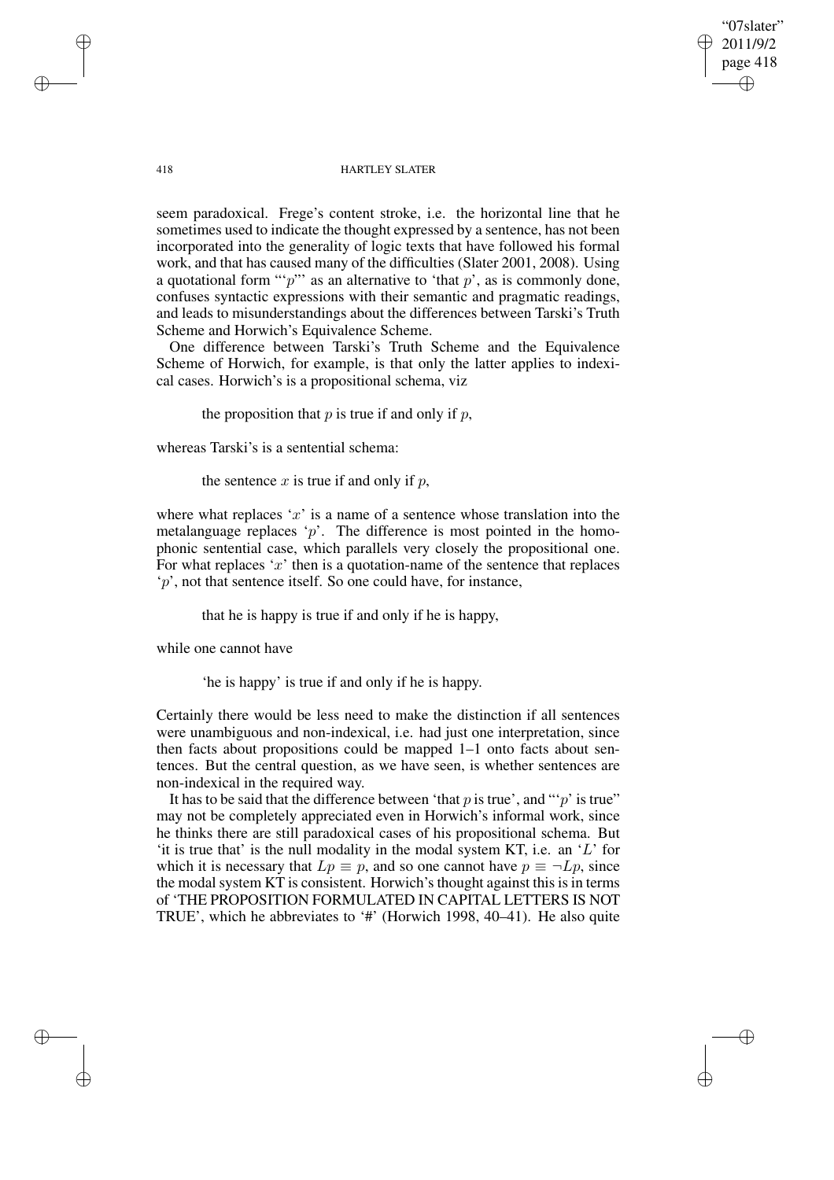seem paradoxical. Frege's content stroke, i.e. the horizontal line that he sometimes used to indicate the thought expressed by a sentence, has not been incorporated into the generality of logic texts that have followed his formal work, and that has caused many of the difficulties (Slater 2001, 2008). Using a quotational form "'$p$'" as an alternative to 'that $p$', as is commonly done, confuses syntactic expressions with their semantic and pragmatic readings, and leads to misunderstandings about the differences between Tarski's Truth Scheme and Horwich's Equivalence Scheme.

One difference between Tarski's Truth Scheme and the Equivalence Scheme of Horwich, for example, is that only the latter applies to indexical cases. Horwich's is a propositional schema, viz

> the proposition that $p$ is true if and only if $p$,

whereas Tarski's is a sentential schema:

> the sentence $x$ is true if and only if $p$,

where what replaces '$x$' is a name of a sentence whose translation into the metalanguage replaces '$p$'. The difference is most pointed in the homophonic sentential case, which parallels very closely the propositional one. For what replaces '$x$' then is a quotation-name of the sentence that replaces '$p$', not that sentence itself. So one could have, for instance,

> that he is happy is true if and only if he is happy,

while one cannot have

> 'he is happy' is true if and only if he is happy.

Certainly there would be less need to make the distinction if all sentences were unambiguous and non-indexical, i.e. had just one interpretation, since then facts about propositions could be mapped 1–1 onto facts about sentences. But the central question, as we have seen, is whether sentences are non-indexical in the required way.

It has to be said that the difference between 'that $p$ is true', and "'$p$' is true" may not be completely appreciated even in Horwich's informal work, since he thinks there are still paradoxical cases of his propositional schema. But 'it is true that' is the null modality in the modal system KT, i.e. an '$L$' for which it is necessary that $Lp \equiv p$, and so one cannot have $p \equiv \neg Lp$, since the modal system KT is consistent. Horwich's thought against this is in terms of 'THE PROPOSITION FORMULATED IN CAPITAL LETTERS IS NOT TRUE', which he abbreviates to '#' (Horwich 1998, 40–41). He also quite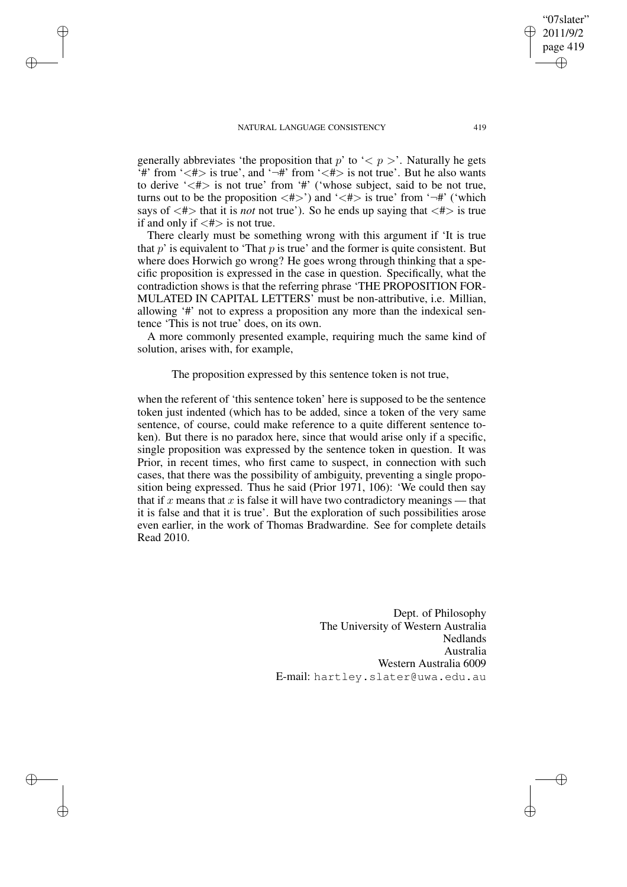generally abbreviates 'the proposition that $p$' to '$< p >$'. Naturally he gets '#' from '<#> is true', and '¬#' from '<#> is not true'. But he also wants to derive '<#> is not true' from '#' ('whose subject, said to be not true, turns out to be the proposition <#>') and '<#> is true' from '¬#' ('which says of <#> that it is *not* not true'). So he ends up saying that <#> is true if and only if <#> is not true.

There clearly must be something wrong with this argument if 'It is true that $p$' is equivalent to 'That $p$ is true' and the former is quite consistent. But where does Horwich go wrong? He goes wrong through thinking that a specific proposition is expressed in the case in question. Specifically, what the contradiction shows is that the referring phrase 'THE PROPOSITION FORMULATED IN CAPITAL LETTERS' must be non-attributive, i.e. Millian, allowing '#' not to express a proposition any more than the indexical sentence 'This is not true' does, on its own.

A more commonly presented example, requiring much the same kind of solution, arises with, for example,

> The proposition expressed by this sentence token is not true,

when the referent of 'this sentence token' here is supposed to be the sentence token just indented (which has to be added, since a token of the very same sentence, of course, could make reference to a quite different sentence token). But there is no paradox here, since that would arise only if a specific, single proposition was expressed by the sentence token in question. It was Prior, in recent times, who first came to suspect, in connection with such cases, that there was the possibility of ambiguity, preventing a single proposition being expressed. Thus he said (Prior 1971, 106): 'We could then say that if $x$ means that $x$ is false it will have two contradictory meanings — that it is false and that it is true'. But the exploration of such possibilities arose even earlier, in the work of Thomas Bradwardine. See for complete details Read 2010.

Dept. of Philosophy
The University of Western Australia
Nedlands
Australia
Western Australia 6009
E-mail: hartley.slater@uwa.edu.au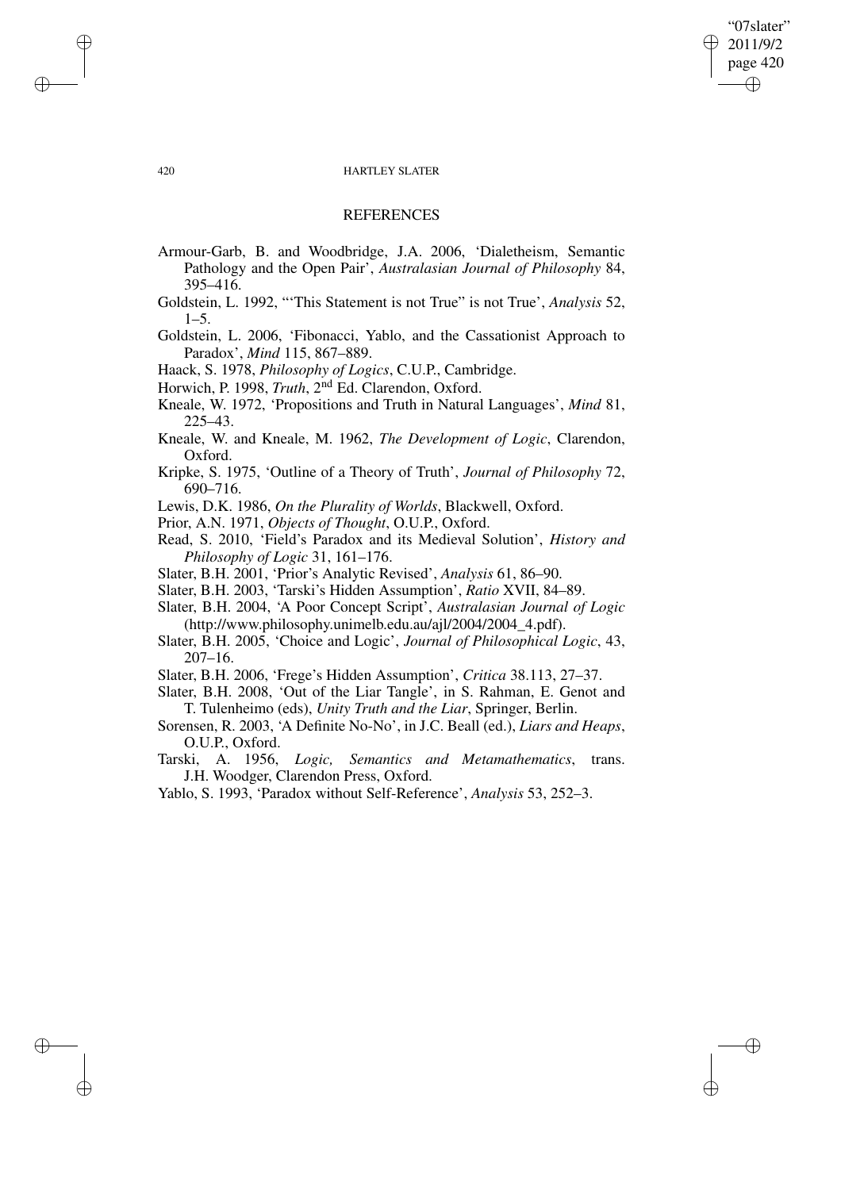## REFERENCES

Armour-Garb, B. and Woodbridge, J.A. 2006, 'Dialetheism, Semantic Pathology and the Open Pair', *Australasian Journal of Philosophy* 84, 395–416.

Goldstein, L. 1992, "'This Statement is not True" is not True', *Analysis* 52, 1–5.

Goldstein, L. 2006, 'Fibonacci, Yablo, and the Cassationist Approach to Paradox', *Mind* 115, 867–889.

Haack, S. 1978, *Philosophy of Logics*, C.U.P., Cambridge.

Horwich, P. 1998, *Truth*, 2nd Ed. Clarendon, Oxford.

Kneale, W. 1972, 'Propositions and Truth in Natural Languages', *Mind* 81, 225–43.

Kneale, W. and Kneale, M. 1962, *The Development of Logic*, Clarendon, Oxford.

Kripke, S. 1975, 'Outline of a Theory of Truth', *Journal of Philosophy* 72, 690–716.

Lewis, D.K. 1986, *On the Plurality of Worlds*, Blackwell, Oxford.

Prior, A.N. 1971, *Objects of Thought*, O.U.P., Oxford.

Read, S. 2010, 'Field's Paradox and its Medieval Solution', *History and Philosophy of Logic* 31, 161–176.

Slater, B.H. 2001, 'Prior's Analytic Revised', *Analysis* 61, 86–90.

Slater, B.H. 2003, 'Tarski's Hidden Assumption', *Ratio* XVII, 84–89.

Slater, B.H. 2004, 'A Poor Concept Script', *Australasian Journal of Logic* (http://www.philosophy.unimelb.edu.au/ajl/2004/2004_4.pdf).

Slater, B.H. 2005, 'Choice and Logic', *Journal of Philosophical Logic*, 43, 207–16.

Slater, B.H. 2006, 'Frege's Hidden Assumption', *Critica* 38.113, 27–37.

Slater, B.H. 2008, 'Out of the Liar Tangle', in S. Rahman, E. Genot and T. Tulenheimo (eds), *Unity Truth and the Liar*, Springer, Berlin.

Sorensen, R. 2003, 'A Definite No-No', in J.C. Beall (ed.), *Liars and Heaps*, O.U.P., Oxford.

Tarski, A. 1956, *Logic, Semantics and Metamathematics*, trans. J.H. Woodger, Clarendon Press, Oxford.

Yablo, S. 1993, 'Paradox without Self-Reference', *Analysis* 53, 252–3.